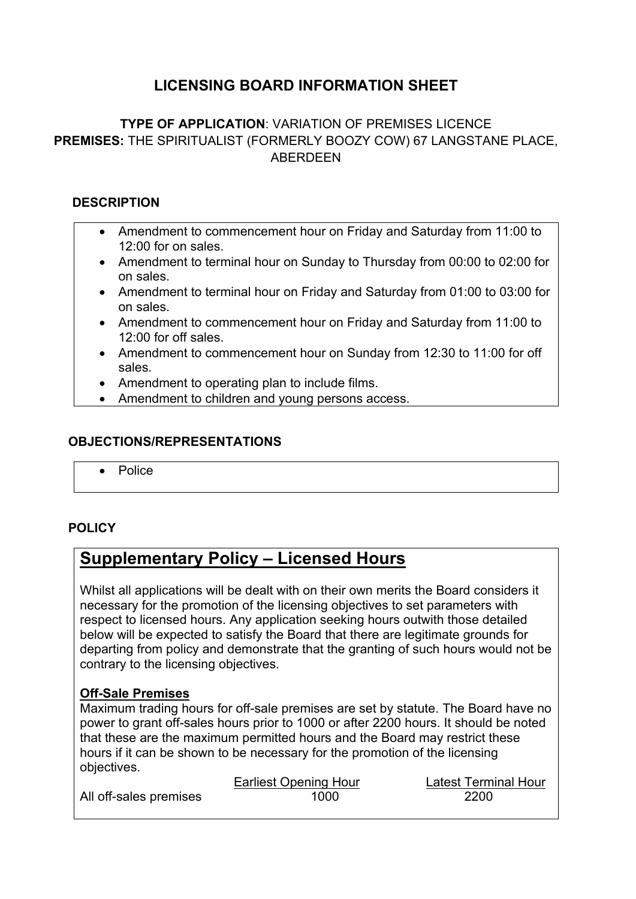# LICENSING BOARD INFORMATION SHEET

**TYPE OF APPLICATION**: VARIATION OF PREMISES LICENCE
**PREMISES:** THE SPIRITUALIST (FORMERLY BOOZY COW) 67 LANGSTANE PLACE, ABERDEEN

## DESCRIPTION

- Amendment to commencement hour on Friday and Saturday from 11:00 to 12:00 for on sales.
- Amendment to terminal hour on Sunday to Thursday from 00:00 to 02:00 for on sales.
- Amendment to terminal hour on Friday and Saturday from 01:00 to 03:00 for on sales.
- Amendment to commencement hour on Friday and Saturday from 11:00 to 12:00 for off sales.
- Amendment to commencement hour on Sunday from 12:30 to 11:00 for off sales.
- Amendment to operating plan to include films.
- Amendment to children and young persons access.

## OBJECTIONS/REPRESENTATIONS

- Police

## POLICY

### Supplementary Policy – Licensed Hours

Whilst all applications will be dealt with on their own merits the Board considers it necessary for the promotion of the licensing objectives to set parameters with respect to licensed hours. Any application seeking hours outwith those detailed below will be expected to satisfy the Board that there are legitimate grounds for departing from policy and demonstrate that the granting of such hours would not be contrary to the licensing objectives.

**Off-Sale Premises**

Maximum trading hours for off-sale premises are set by statute. The Board have no power to grant off-sales hours prior to 1000 or after 2200 hours. It should be noted that these are the maximum permitted hours and the Board may restrict these hours if it can be shown to be necessary for the promotion of the licensing objectives.

| | Earliest Opening Hour | Latest Terminal Hour |
|---|---|---|
| All off-sales premises | 1000 | 2200 |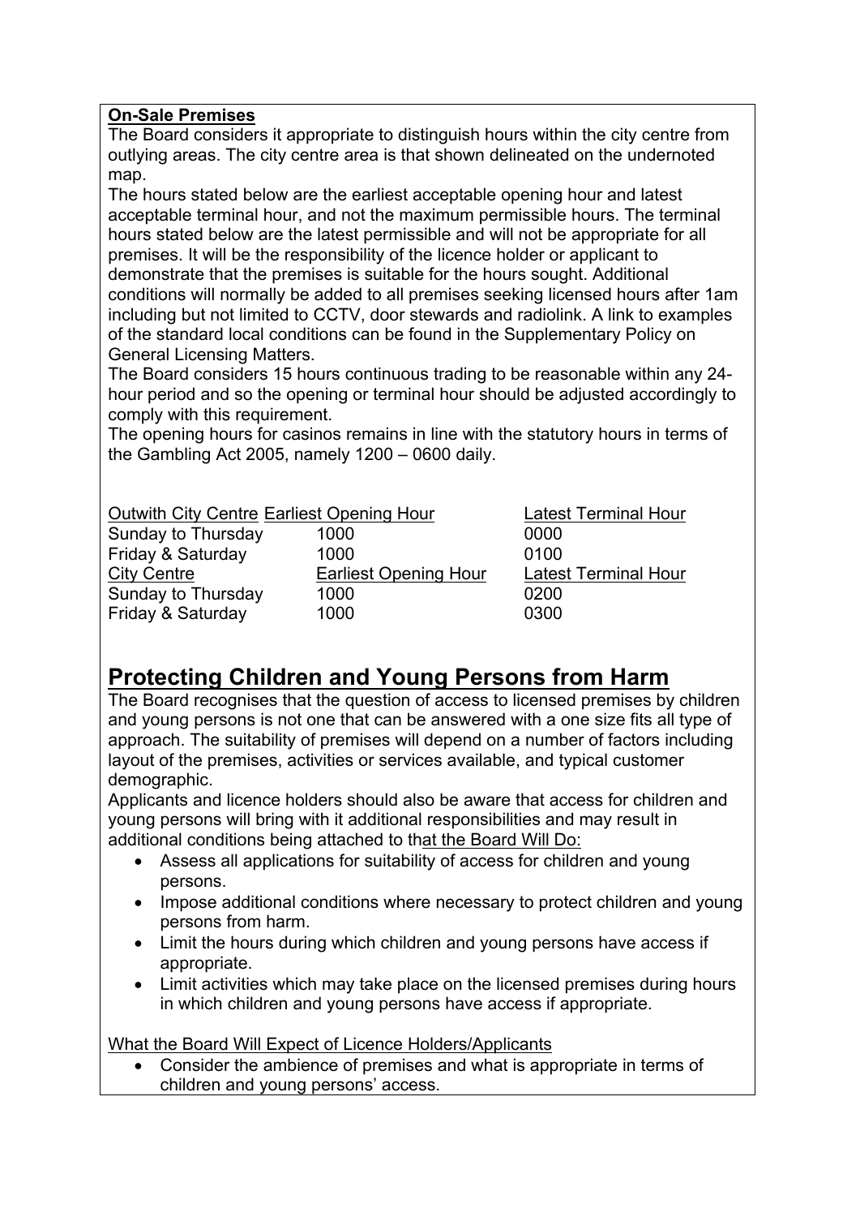**On-Sale Premises**

The Board considers it appropriate to distinguish hours within the city centre from outlying areas. The city centre area is that shown delineated on the undernoted map.

The hours stated below are the earliest acceptable opening hour and latest acceptable terminal hour, and not the maximum permissible hours. The terminal hours stated below are the latest permissible and will not be appropriate for all premises. It will be the responsibility of the licence holder or applicant to demonstrate that the premises is suitable for the hours sought. Additional conditions will normally be added to all premises seeking licensed hours after 1am including but not limited to CCTV, door stewards and radiolink. A link to examples of the standard local conditions can be found in the Supplementary Policy on General Licensing Matters.

The Board considers 15 hours continuous trading to be reasonable within any 24-hour period and so the opening or terminal hour should be adjusted accordingly to comply with this requirement.

The opening hours for casinos remains in line with the statutory hours in terms of the Gambling Act 2005, namely 1200 – 0600 daily.

| Outwith City Centre | Earliest Opening Hour | Latest Terminal Hour |
|---|---|---|
| Sunday to Thursday | 1000 | 0000 |
| Friday & Saturday | 1000 | 0100 |
| City Centre | Earliest Opening Hour | Latest Terminal Hour |
| Sunday to Thursday | 1000 | 0200 |
| Friday & Saturday | 1000 | 0300 |

# Protecting Children and Young Persons from Harm

The Board recognises that the question of access to licensed premises by children and young persons is not one that can be answered with a one size fits all type of approach. The suitability of premises will depend on a number of factors including layout of the premises, activities or services available, and typical customer demographic.

Applicants and licence holders should also be aware that access for children and young persons will bring with it additional responsibilities and may result in additional conditions being attached to that the Board Will Do:

- Assess all applications for suitability of access for children and young persons.
- Impose additional conditions where necessary to protect children and young persons from harm.
- Limit the hours during which children and young persons have access if appropriate.
- Limit activities which may take place on the licensed premises during hours in which children and young persons have access if appropriate.

What the Board Will Expect of Licence Holders/Applicants

- Consider the ambience of premises and what is appropriate in terms of children and young persons' access.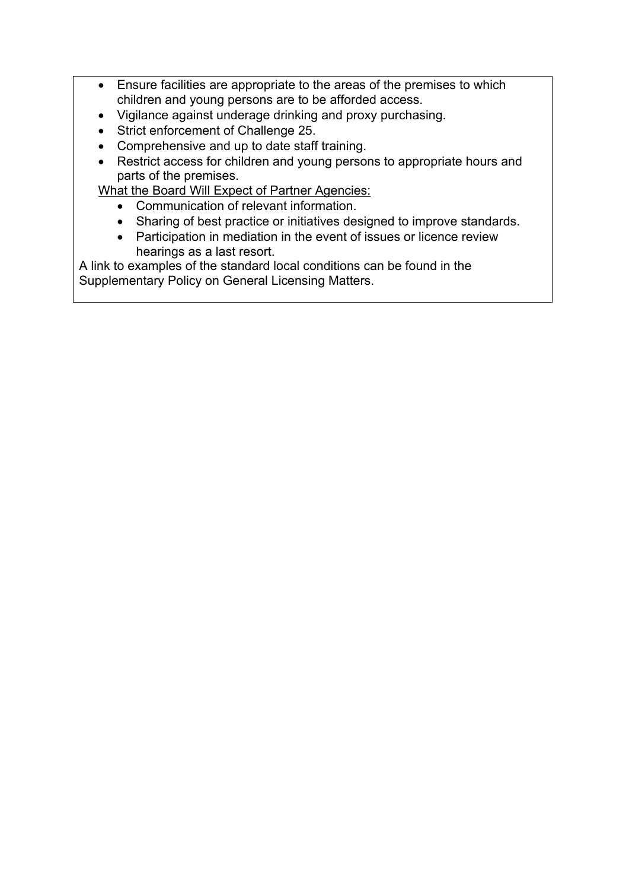- Ensure facilities are appropriate to the areas of the premises to which children and young persons are to be afforded access.
- Vigilance against underage drinking and proxy purchasing.
- Strict enforcement of Challenge 25.
- Comprehensive and up to date staff training.
- Restrict access for children and young persons to appropriate hours and parts of the premises.

<u>What the Board Will Expect of Partner Agencies:</u>

- Communication of relevant information.
- Sharing of best practice or initiatives designed to improve standards.
- Participation in mediation in the event of issues or licence review hearings as a last resort.

A link to examples of the standard local conditions can be found in the Supplementary Policy on General Licensing Matters.